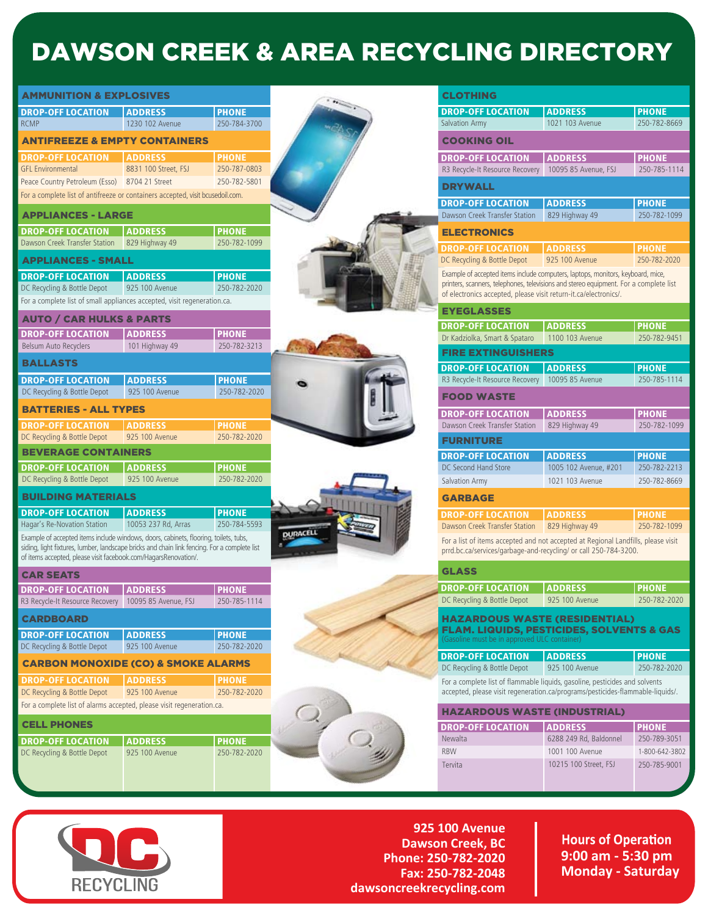# DAWSON CREEK & AREA RECYCLING DIRECTORY

## AMMUNITION & EXPLOSIVES

| DROP-OFF LOCATION | ADDRESS | PHONE |
|---|---|---|
| RCMP | 1230 102 Avenue | 250-784-3700 |

## ANTIFREEZE & EMPTY CONTAINERS

| DROP-OFF LOCATION | ADDRESS | PHONE |
|---|---|---|
| GFL Environmental | 8831 100 Street, FSJ | 250-787-0803 |
| Peace Country Petroleum (Esso) | 8704 21 Street | 250-782-5801 |

For a complete list of antifreeze or containers accepted, visit bcusedoil.com.

## APPLIANCES - LARGE

| DROP-OFF LOCATION | ADDRESS | PHONE |
|---|---|---|
| Dawson Creek Transfer Station | 829 Highway 49 | 250-782-1099 |

## APPLIANCES - SMALL

| DROP-OFF LOCATION | ADDRESS | PHONE |
|---|---|---|
| DC Recycling & Bottle Depot | 925 100 Avenue | 250-782-2020 |

For a complete list of small appliances accepted, visit regeneration.ca.

## AUTO / CAR HULKS & PARTS

| DROP-OFF LOCATION | ADDRESS | PHONE |
|---|---|---|
| Belsum Auto Recyclers | 101 Highway 49 | 250-782-3213 |

## BALLASTS

| DROP-OFF LOCATION | ADDRESS | PHONE |
|---|---|---|
| DC Recycling & Bottle Depot | 925 100 Avenue | 250-782-2020 |

## BATTERIES - ALL TYPES

| DROP-OFF LOCATION | ADDRESS | PHONE |
|---|---|---|
| DC Recycling & Bottle Depot | 925 100 Avenue | 250-782-2020 |

## BEVERAGE CONTAINERS

| DROP-OFF LOCATION | ADDRESS | PHONE |
|---|---|---|
| DC Recycling & Bottle Depot | 925 100 Avenue | 250-782-2020 |

## BUILDING MATERIALS

| DROP-OFF LOCATION | ADDRESS | PHONE |
|---|---|---|
| Hagar's Re-Novation Station | 10053 237 Rd, Arras | 250-784-5593 |

Example of accepted items include windows, doors, cabinets, flooring, toilets, tubs, siding, light fixtures, lumber, landscape bricks and chain link fencing. For a complete list of items accepted, please visit facebook.com/HagarsRenovation/.

## CAR SEATS

| DROP-OFF LOCATION | ADDRESS | PHONE |
|---|---|---|
| R3 Recycle-It Resource Recovery | 10095 85 Avenue, FSJ | 250-785-1114 |

## CARDBOARD

| DROP-OFF LOCATION | ADDRESS | PHONE |
|---|---|---|
| DC Recycling & Bottle Depot | 925 100 Avenue | 250-782-2020 |

## CARBON MONOXIDE (CO) & SMOKE ALARMS

| DROP-OFF LOCATION | ADDRESS | PHONE |
|---|---|---|
| DC Recycling & Bottle Depot | 925 100 Avenue | 250-782-2020 |

For a complete list of alarms accepted, please visit regeneration.ca.

## CELL PHONES

| DROP-OFF LOCATION | ADDRESS | PHONE |
|---|---|---|
| DC Recycling & Bottle Depot | 925 100 Avenue | 250-782-2020 |

## CLOTHING

| DROP-OFF LOCATION | ADDRESS | PHONE |
|---|---|---|
| Salvation Army | 1021 103 Avenue | 250-782-8669 |

## COOKING OIL

| DROP-OFF LOCATION | ADDRESS | PHONE |
|---|---|---|
| R3 Recycle-It Resource Recovery | 10095 85 Avenue, FSJ | 250-785-1114 |

## DRYWALL

| DROP-OFF LOCATION | ADDRESS | PHONE |
|---|---|---|
| Dawson Creek Transfer Station | 829 Highway 49 | 250-782-1099 |

## ELECTRONICS

| DROP-OFF LOCATION | ADDRESS | PHONE |
|---|---|---|
| DC Recycling & Bottle Depot | 925 100 Avenue | 250-782-2020 |

Example of accepted items include computers, laptops, monitors, keyboard, mice, printers, scanners, telephones, televisions and stereo equipment. For a complete list of electronics accepted, please visit return-it.ca/electronics/.

## EYEGLASSES

| DROP-OFF LOCATION | ADDRESS | PHONE |
|---|---|---|
| Dr Kadziolka, Smart & Spataro | 1100 103 Avenue | 250-782-9451 |

## FIRE EXTINGUISHERS

| DROP-OFF LOCATION | ADDRESS | PHONE |
|---|---|---|
| R3 Recycle-It Resource Recovery | 10095 85 Avenue | 250-785-1114 |

## FOOD WASTE

| DROP-OFF LOCATION | ADDRESS | PHONE |
|---|---|---|
| Dawson Creek Transfer Station | 829 Highway 49 | 250-782-1099 |

## FURNITURE

| DROP-OFF LOCATION | ADDRESS | PHONE |
|---|---|---|
| DC Second Hand Store | 1005 102 Avenue, #201 | 250-782-2213 |
| Salvation Army | 1021 103 Avenue | 250-782-8669 |

## GARBAGE

| DROP-OFF LOCATION | ADDRESS | PHONE |
|---|---|---|
| Dawson Creek Transfer Station | 829 Highway 49 | 250-782-1099 |

For a list of items accepted and not accepted at Regional Landfills, please visit prrd.bc.ca/services/garbage-and-recycling/ or call 250-784-3200.

## GLASS

| DROP-OFF LOCATION | ADDRESS | PHONE |
|---|---|---|
| DC Recycling & Bottle Depot | 925 100 Avenue | 250-782-2020 |

## HAZARDOUS WASTE (RESIDENTIAL) FLAM. LIQUIDS, PESTICIDES, SOLVENTS & GAS

(Gasoline must be in approved ULC container)

| DROP-OFF LOCATION | ADDRESS | PHONE |
|---|---|---|
| DC Recycling & Bottle Depot | 925 100 Avenue | 250-782-2020 |

For a complete list of flammable liquids, gasoline, pesticides and solvents accepted, please visit regeneration.ca/programs/pesticides-flammable-liquids/.

## HAZARDOUS WASTE (INDUSTRIAL)

| DROP-OFF LOCATION | ADDRESS | PHONE |
|---|---|---|
| Newalta | 6288 249 Rd, Baldonnel | 250-789-3051 |
| RBW | 1001 100 Avenue | 1-800-642-3802 |
| Tervita | 10215 100 Street, FSJ | 250-785-9001 |

**DC RECYCLING**

**925 100 Avenue**
**Dawson Creek, BC**
**Phone: 250-782-2020**
**Fax: 250-782-2048**
**dawsoncreekrecycling.com**

**Hours of Operation**
**9:00 am - 5:30 pm**
**Monday - Saturday**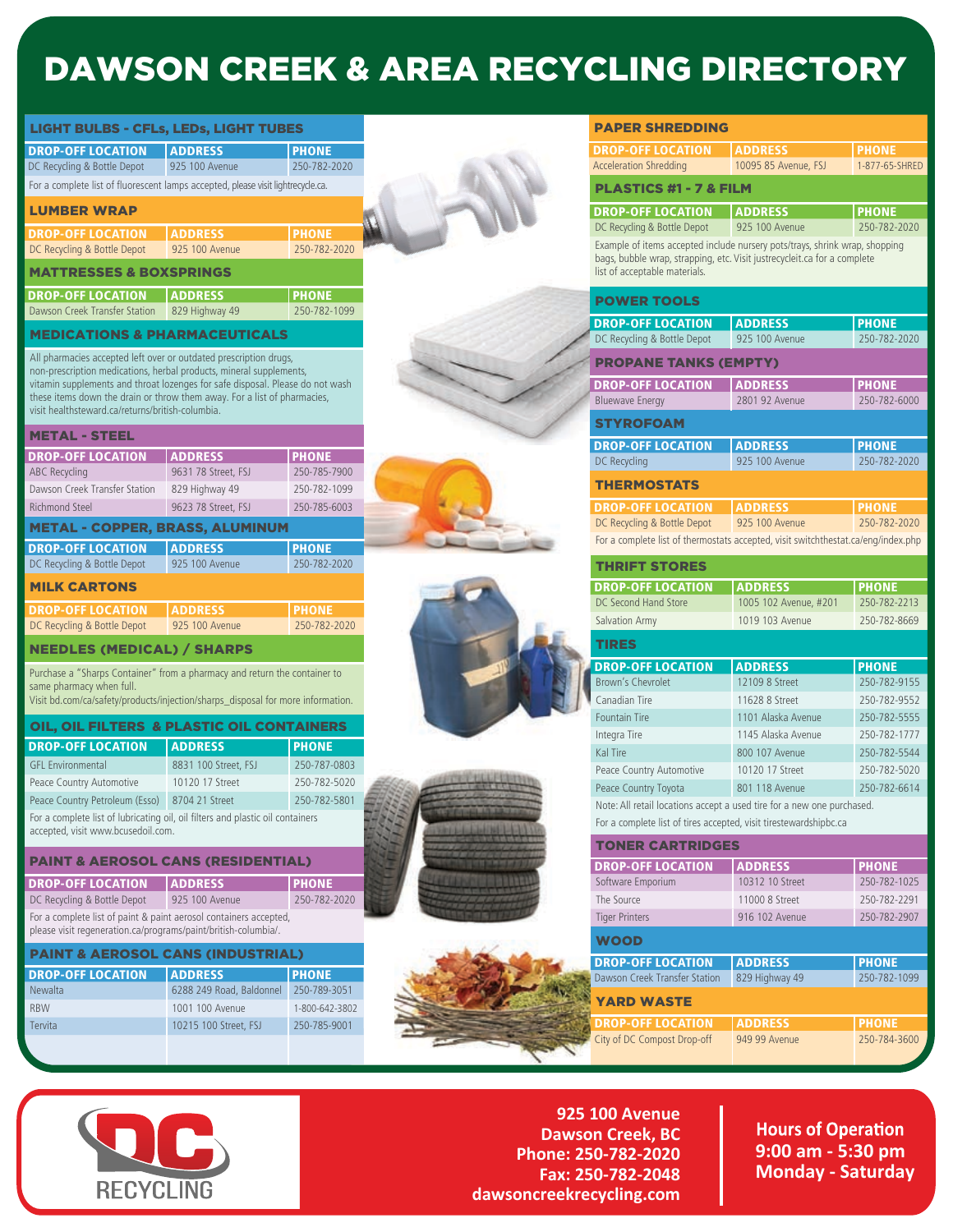# DAWSON CREEK & AREA RECYCLING DIRECTORY

## LIGHT BULBS - CFLs, LEDs, LIGHT TUBES

| DROP-OFF LOCATION | ADDRESS | PHONE |
|---|---|---|
| DC Recycling & Bottle Depot | 925 100 Avenue | 250-782-2020 |

For a complete list of fluorescent lamps accepted, please visit lightrecycle.ca.

## LUMBER WRAP

| DROP-OFF LOCATION | ADDRESS | PHONE |
|---|---|---|
| DC Recycling & Bottle Depot | 925 100 Avenue | 250-782-2020 |

## MATTRESSES & BOXSPRINGS

| DROP-OFF LOCATION | ADDRESS | PHONE |
|---|---|---|
| Dawson Creek Transfer Station | 829 Highway 49 | 250-782-1099 |

## MEDICATIONS & PHARMACEUTICALS

All pharmacies accepted left over or outdated prescription drugs, non-prescription medications, herbal products, mineral supplements, vitamin supplements and throat lozenges for safe disposal. Please do not wash these items down the drain or throw them away. For a list of pharmacies, visit healthsteward.ca/returns/british-columbia.

## METAL - STEEL

| DROP-OFF LOCATION | ADDRESS | PHONE |
|---|---|---|
| ABC Recycling | 9631 78 Street, FSJ | 250-785-7900 |
| Dawson Creek Transfer Station | 829 Highway 49 | 250-782-1099 |
| Richmond Steel | 9623 78 Street, FSJ | 250-785-6003 |

## METAL - COPPER, BRASS, ALUMINUM

| DROP-OFF LOCATION | ADDRESS | PHONE |
|---|---|---|
| DC Recycling & Bottle Depot | 925 100 Avenue | 250-782-2020 |

## MILK CARTONS

| DROP-OFF LOCATION | ADDRESS | PHONE |
|---|---|---|
| DC Recycling & Bottle Depot | 925 100 Avenue | 250-782-2020 |

## NEEDLES (MEDICAL) / SHARPS

Purchase a "Sharps Container" from a pharmacy and return the container to same pharmacy when full.
Visit bd.com/ca/safety/products/injection/sharps_disposal for more information.

## OIL, OIL FILTERS & PLASTIC OIL CONTAINERS

| DROP-OFF LOCATION | ADDRESS | PHONE |
|---|---|---|
| GFL Environmental | 8831 100 Street, FSJ | 250-787-0803 |
| Peace Country Automotive | 10120 17 Street | 250-782-5020 |
| Peace Country Petroleum (Esso) | 8704 21 Street | 250-782-5801 |

For a complete list of lubricating oil, oil filters and plastic oil containers accepted, visit www.bcusedoil.com.

## PAINT & AEROSOL CANS (RESIDENTIAL)

| DROP-OFF LOCATION | ADDRESS | PHONE |
|---|---|---|
| DC Recycling & Bottle Depot | 925 100 Avenue | 250-782-2020 |

For a complete list of paint & paint aerosol containers accepted, please visit regeneration.ca/programs/paint/british-columbia/.

## PAINT & AEROSOL CANS (INDUSTRIAL)

| DROP-OFF LOCATION | ADDRESS | PHONE |
|---|---|---|
| Newalta | 6288 249 Road, Baldonnel | 250-789-3051 |
| RBW | 1001 100 Avenue | 1-800-642-3802 |
| Tervita | 10215 100 Street, FSJ | 250-785-9001 |

## PAPER SHREDDING

| DROP-OFF LOCATION | ADDRESS | PHONE |
|---|---|---|
| Acceleration Shredding | 10095 85 Avenue, FSJ | 1-877-65-SHRED |

## PLASTICS #1 - 7 & FILM

| DROP-OFF LOCATION | ADDRESS | PHONE |
|---|---|---|
| DC Recycling & Bottle Depot | 925 100 Avenue | 250-782-2020 |

Example of items accepted include nursery pots/trays, shrink wrap, shopping bags, bubble wrap, strapping, etc. Visit justrecycleit.ca for a complete list of acceptable materials.

## POWER TOOLS

| DROP-OFF LOCATION | ADDRESS | PHONE |
|---|---|---|
| DC Recycling & Bottle Depot | 925 100 Avenue | 250-782-2020 |

## PROPANE TANKS (EMPTY)

| DROP-OFF LOCATION | ADDRESS | PHONE |
|---|---|---|
| Bluewave Energy | 2801 92 Avenue | 250-782-6000 |

## STYROFOAM

| DROP-OFF LOCATION | ADDRESS | PHONE |
|---|---|---|
| DC Recycling | 925 100 Avenue | 250-782-2020 |

## THERMOSTATS

| DROP-OFF LOCATION | ADDRESS | PHONE |
|---|---|---|
| DC Recycling & Bottle Depot | 925 100 Avenue | 250-782-2020 |

For a complete list of thermostats accepted, visit switchthestat.ca/eng/index.php

## THRIFT STORES

| DROP-OFF LOCATION | ADDRESS | PHONE |
|---|---|---|
| DC Second Hand Store | 1005 102 Avenue, #201 | 250-782-2213 |
| Salvation Army | 1019 103 Avenue | 250-782-8669 |

## TIRES

| DROP-OFF LOCATION | ADDRESS | PHONE |
|---|---|---|
| Brown's Chevrolet | 12109 8 Street | 250-782-9155 |
| Canadian Tire | 11628 8 Street | 250-782-9552 |
| Fountain Tire | 1101 Alaska Avenue | 250-782-5555 |
| Integra Tire | 1145 Alaska Avenue | 250-782-1777 |
| Kal Tire | 800 107 Avenue | 250-782-5544 |
| Peace Country Automotive | 10120 17 Street | 250-782-5020 |
| Peace Country Toyota | 801 118 Avenue | 250-782-6614 |

Note: All retail locations accept a used tire for a new one purchased.
For a complete list of tires accepted, visit tirestewardshipbc.ca

## TONER CARTRIDGES

| DROP-OFF LOCATION | ADDRESS | PHONE |
|---|---|---|
| Software Emporium | 10312 10 Street | 250-782-1025 |
| The Source | 11000 8 Street | 250-782-2291 |
| Tiger Printers | 916 102 Avenue | 250-782-2907 |

## WOOD

| DROP-OFF LOCATION | ADDRESS | PHONE |
|---|---|---|
| Dawson Creek Transfer Station | 829 Highway 49 | 250-782-1099 |

## YARD WASTE

| DROP-OFF LOCATION | ADDRESS | PHONE |
|---|---|---|
| City of DC Compost Drop-off | 949 99 Avenue | 250-784-3600 |

DC RECYCLING

**925 100 Avenue**
**Dawson Creek, BC**
**Phone: 250-782-2020**
**Fax: 250-782-2048**
**dawsoncreekrecycling.com**

**Hours of Operation**
**9:00 am - 5:30 pm**
**Monday - Saturday**